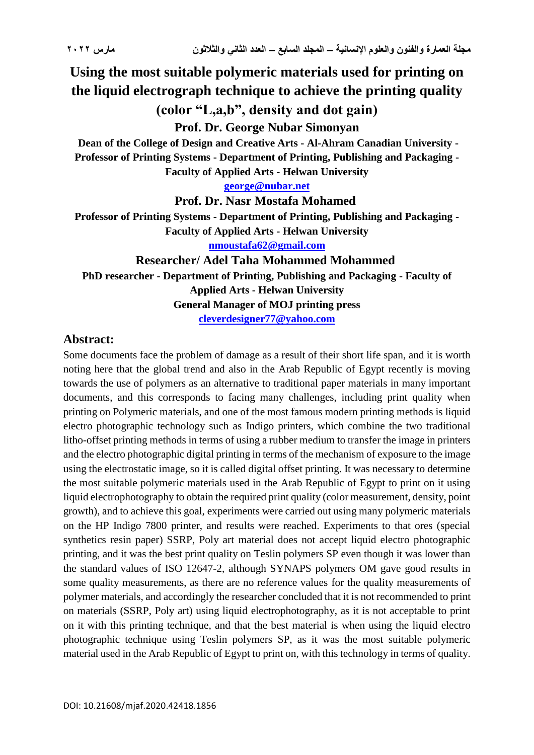# Using the most suitable polymeric materials used for printing on the liquid electrograph technique to achieve the printing quality (color "L,a,b", density and dot gain)

**Prof. Dr. George Nubar Simonyan**

**Dean of the College of Design and Creative Arts - Al-Ahram Canadian University - Professor of Printing Systems - Department of Printing, Publishing and Packaging - Faculty of Applied Arts - Helwan University**

**george@nubar.net**

**Prof. Dr. Nasr Mostafa Mohamed**

**Professor of Printing Systems - Department of Printing, Publishing and Packaging - Faculty of Applied Arts - Helwan University**

**nmoustafa62@gmail.com**

**Researcher/ Adel Taha Mohammed Mohammed**

**PhD researcher - Department of Printing, Publishing and Packaging - Faculty of Applied Arts - Helwan University**

**General Manager of MOJ printing press**

**cleverdesigner77@yahoo.com**

## Abstract:

Some documents face the problem of damage as a result of their short life span, and it is worth noting here that the global trend and also in the Arab Republic of Egypt recently is moving towards the use of polymers as an alternative to traditional paper materials in many important documents, and this corresponds to facing many challenges, including print quality when printing on Polymeric materials, and one of the most famous modern printing methods is liquid electro photographic technology such as Indigo printers, which combine the two traditional litho-offset printing methods in terms of using a rubber medium to transfer the image in printers and the electro photographic digital printing in terms of the mechanism of exposure to the image using the electrostatic image, so it is called digital offset printing. It was necessary to determine the most suitable polymeric materials used in the Arab Republic of Egypt to print on it using liquid electrophotography to obtain the required print quality (color measurement, density, point growth), and to achieve this goal, experiments were carried out using many polymeric materials on the HP Indigo 7800 printer, and results were reached. Experiments to that ores (special synthetics resin paper) SSRP, Poly art material does not accept liquid electro photographic printing, and it was the best print quality on Teslin polymers SP even though it was lower than the standard values of ISO 12647-2, although SYNAPS polymers OM gave good results in some quality measurements, as there are no reference values for the quality measurements of polymer materials, and accordingly the researcher concluded that it is not recommended to print on materials (SSRP, Poly art) using liquid electrophotography, as it is not acceptable to print on it with this printing technique, and that the best material is when using the liquid electro photographic technique using Teslin polymers SP, as it was the most suitable polymeric material used in the Arab Republic of Egypt to print on, with this technology in terms of quality.

DOI: 10.21608/mjaf.2020.42418.1856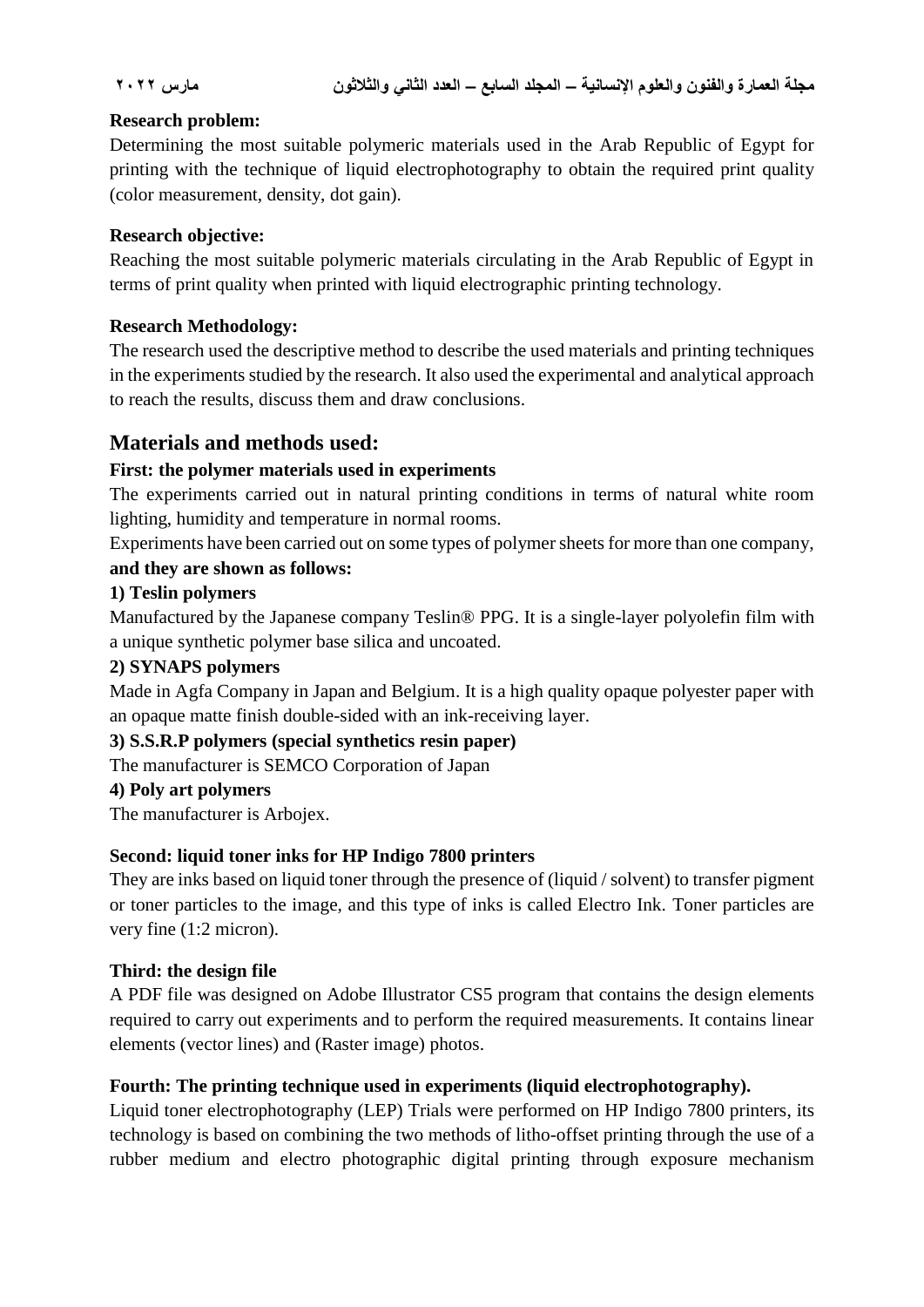**Research problem:**

Determining the most suitable polymeric materials used in the Arab Republic of Egypt for printing with the technique of liquid electrophotography to obtain the required print quality (color measurement, density, dot gain).

**Research objective:**

Reaching the most suitable polymeric materials circulating in the Arab Republic of Egypt in terms of print quality when printed with liquid electrographic printing technology.

**Research Methodology:**

The research used the descriptive method to describe the used materials and printing techniques in the experiments studied by the research. It also used the experimental and analytical approach to reach the results, discuss them and draw conclusions.

## Materials and methods used:

**First: the polymer materials used in experiments**

The experiments carried out in natural printing conditions in terms of natural white room lighting, humidity and temperature in normal rooms.

Experiments have been carried out on some types of polymer sheets for more than one company, **and they are shown as follows:**

**1) Teslin polymers**

Manufactured by the Japanese company Teslin® PPG. It is a single-layer polyolefin film with a unique synthetic polymer base silica and uncoated.

**2) SYNAPS polymers**

Made in Agfa Company in Japan and Belgium. It is a high quality opaque polyester paper with an opaque matte finish double-sided with an ink-receiving layer.

**3) S.S.R.P polymers (special synthetics resin paper)**

The manufacturer is SEMCO Corporation of Japan

**4) Poly art polymers**

The manufacturer is Arbojex.

**Second: liquid toner inks for HP Indigo 7800 printers**

They are inks based on liquid toner through the presence of (liquid / solvent) to transfer pigment or toner particles to the image, and this type of inks is called Electro Ink. Toner particles are very fine (1:2 micron).

**Third: the design file**

A PDF file was designed on Adobe Illustrator CS5 program that contains the design elements required to carry out experiments and to perform the required measurements. It contains linear elements (vector lines) and (Raster image) photos.

**Fourth: The printing technique used in experiments (liquid electrophotography).**

Liquid toner electrophotography (LEP) Trials were performed on HP Indigo 7800 printers, its technology is based on combining the two methods of litho-offset printing through the use of a rubber medium and electro photographic digital printing through exposure mechanism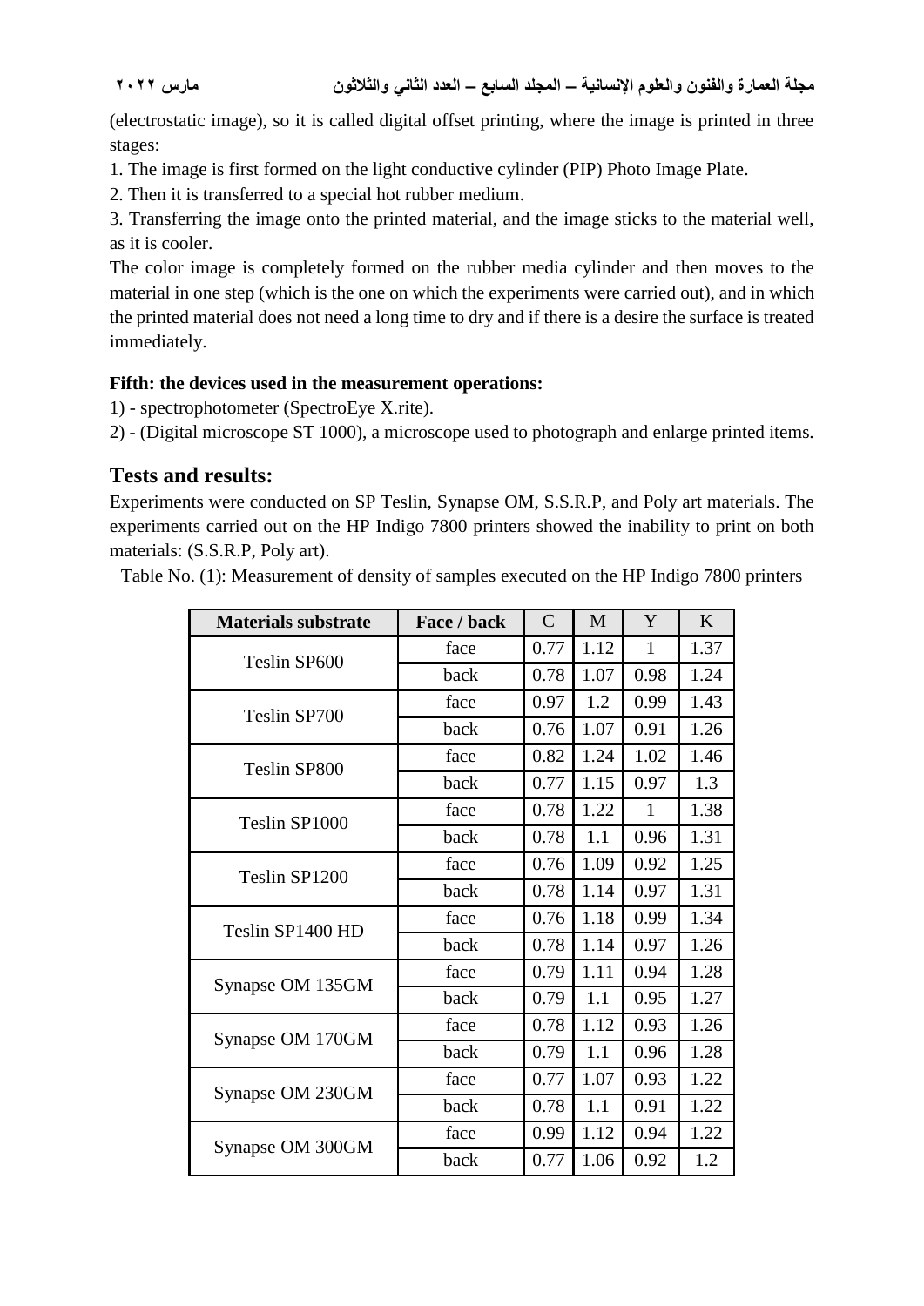(electrostatic image), so it is called digital offset printing, where the image is printed in three stages:

1. The image is first formed on the light conductive cylinder (PIP) Photo Image Plate.
2. Then it is transferred to a special hot rubber medium.
3. Transferring the image onto the printed material, and the image sticks to the material well, as it is cooler.

The color image is completely formed on the rubber media cylinder and then moves to the material in one step (which is the one on which the experiments were carried out), and in which the printed material does not need a long time to dry and if there is a desire the surface is treated immediately.

**Fifth: the devices used in the measurement operations:**

1) - spectrophotometer (SpectroEye X.rite).

2) - (Digital microscope ST 1000), a microscope used to photograph and enlarge printed items.

## Tests and results:

Experiments were conducted on SP Teslin, Synapse OM, S.S.R.P, and Poly art materials. The experiments carried out on the HP Indigo 7800 printers showed the inability to print on both materials: (S.S.R.P, Poly art).

Table No. (1): Measurement of density of samples executed on the HP Indigo 7800 printers

| Materials substrate | Face / back | C | M | Y | K |
|---|---|---|---|---|---|
| Teslin SP600 | face | 0.77 | 1.12 | 1 | 1.37 |
| | back | 0.78 | 1.07 | 0.98 | 1.24 |
| Teslin SP700 | face | 0.97 | 1.2 | 0.99 | 1.43 |
| | back | 0.76 | 1.07 | 0.91 | 1.26 |
| Teslin SP800 | face | 0.82 | 1.24 | 1.02 | 1.46 |
| | back | 0.77 | 1.15 | 0.97 | 1.3 |
| Teslin SP1000 | face | 0.78 | 1.22 | 1 | 1.38 |
| | back | 0.78 | 1.1 | 0.96 | 1.31 |
| Teslin SP1200 | face | 0.76 | 1.09 | 0.92 | 1.25 |
| | back | 0.78 | 1.14 | 0.97 | 1.31 |
| Teslin SP1400 HD | face | 0.76 | 1.18 | 0.99 | 1.34 |
| | back | 0.78 | 1.14 | 0.97 | 1.26 |
| Synapse OM 135GM | face | 0.79 | 1.11 | 0.94 | 1.28 |
| | back | 0.79 | 1.1 | 0.95 | 1.27 |
| Synapse OM 170GM | face | 0.78 | 1.12 | 0.93 | 1.26 |
| | back | 0.79 | 1.1 | 0.96 | 1.28 |
| Synapse OM 230GM | face | 0.77 | 1.07 | 0.93 | 1.22 |
| | back | 0.78 | 1.1 | 0.91 | 1.22 |
| Synapse OM 300GM | face | 0.99 | 1.12 | 0.94 | 1.22 |
| | back | 0.77 | 1.06 | 0.92 | 1.2 |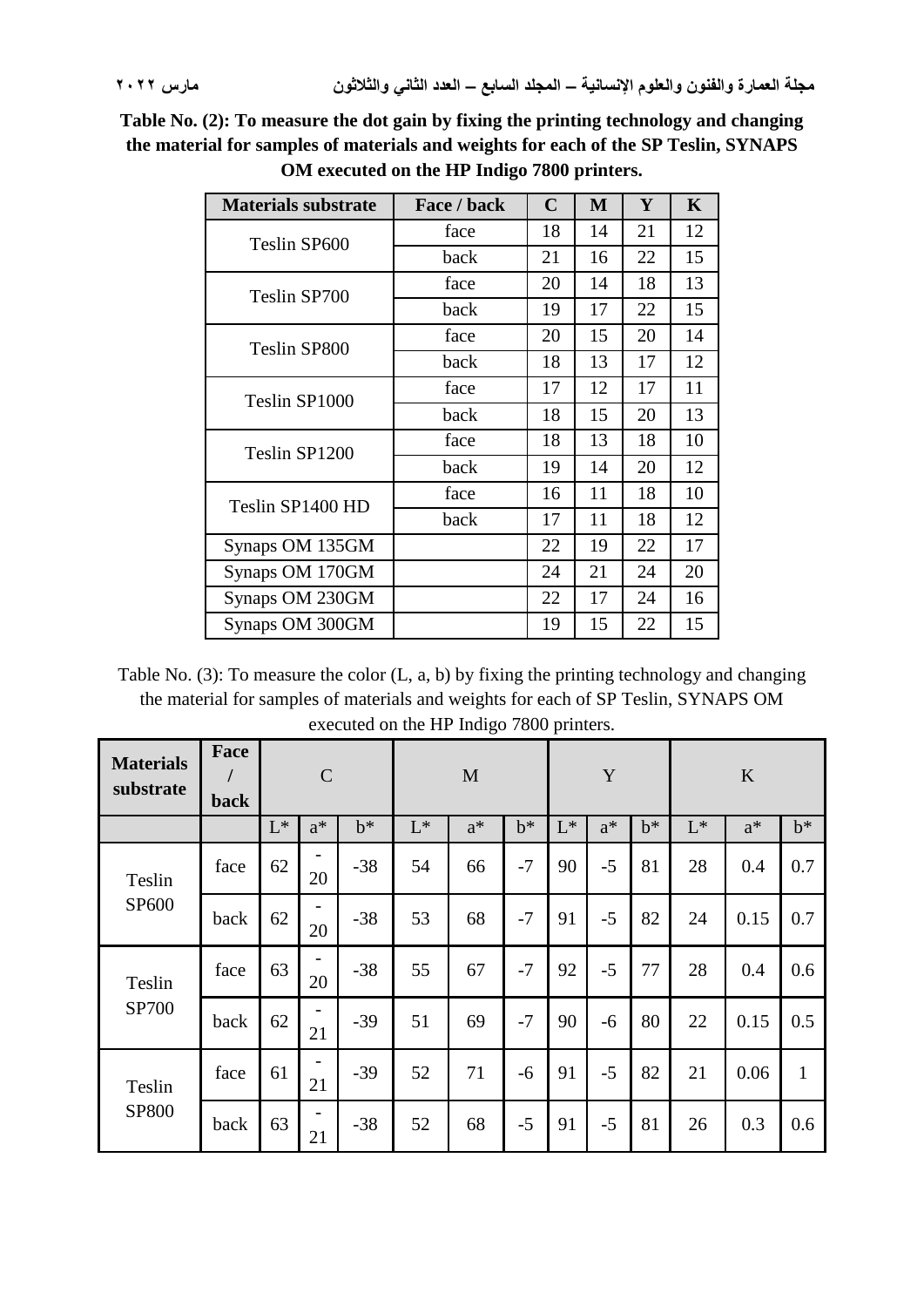**Table No. (2): To measure the dot gain by fixing the printing technology and changing the material for samples of materials and weights for each of the SP Teslin, SYNAPS OM executed on the HP Indigo 7800 printers.**

| Materials substrate | Face / back | C | M | Y | K |
|---|---|---|---|---|---|
| Teslin SP600 | face | 18 | 14 | 21 | 12 |
| | back | 21 | 16 | 22 | 15 |
| Teslin SP700 | face | 20 | 14 | 18 | 13 |
| | back | 19 | 17 | 22 | 15 |
| Teslin SP800 | face | 20 | 15 | 20 | 14 |
| | back | 18 | 13 | 17 | 12 |
| Teslin SP1000 | face | 17 | 12 | 17 | 11 |
| | back | 18 | 15 | 20 | 13 |
| Teslin SP1200 | face | 18 | 13 | 18 | 10 |
| | back | 19 | 14 | 20 | 12 |
| Teslin SP1400 HD | face | 16 | 11 | 18 | 10 |
| | back | 17 | 11 | 18 | 12 |
| Synaps OM 135GM | | 22 | 19 | 22 | 17 |
| Synaps OM 170GM | | 24 | 21 | 24 | 20 |
| Synaps OM 230GM | | 22 | 17 | 24 | 16 |
| Synaps OM 300GM | | 19 | 15 | 22 | 15 |

Table No. (3): To measure the color (L, a, b) by fixing the printing technology and changing the material for samples of materials and weights for each of SP Teslin, SYNAPS OM executed on the HP Indigo 7800 printers.

| Materials substrate | Face / back | C | | | M | | | Y | | | K | | |
|---|---|---|---|---|---|---|---|---|---|---|---|---|---|
| | | L* | a* | b* | L* | a* | b* | L* | a* | b* | L* | a* | b* |
| Teslin SP600 | face | 62 | -20 | -38 | 54 | 66 | -7 | 90 | -5 | 81 | 28 | 0.4 | 0.7 |
| | back | 62 | -20 | -38 | 53 | 68 | -7 | 91 | -5 | 82 | 24 | 0.15 | 0.7 |
| Teslin SP700 | face | 63 | -20 | -38 | 55 | 67 | -7 | 92 | -5 | 77 | 28 | 0.4 | 0.6 |
| | back | 62 | -21 | -39 | 51 | 69 | -7 | 90 | -6 | 80 | 22 | 0.15 | 0.5 |
| Teslin SP800 | face | 61 | -21 | -39 | 52 | 71 | -6 | 91 | -5 | 82 | 21 | 0.06 | 1 |
| | back | 63 | -21 | -38 | 52 | 68 | -5 | 91 | -5 | 81 | 26 | 0.3 | 0.6 |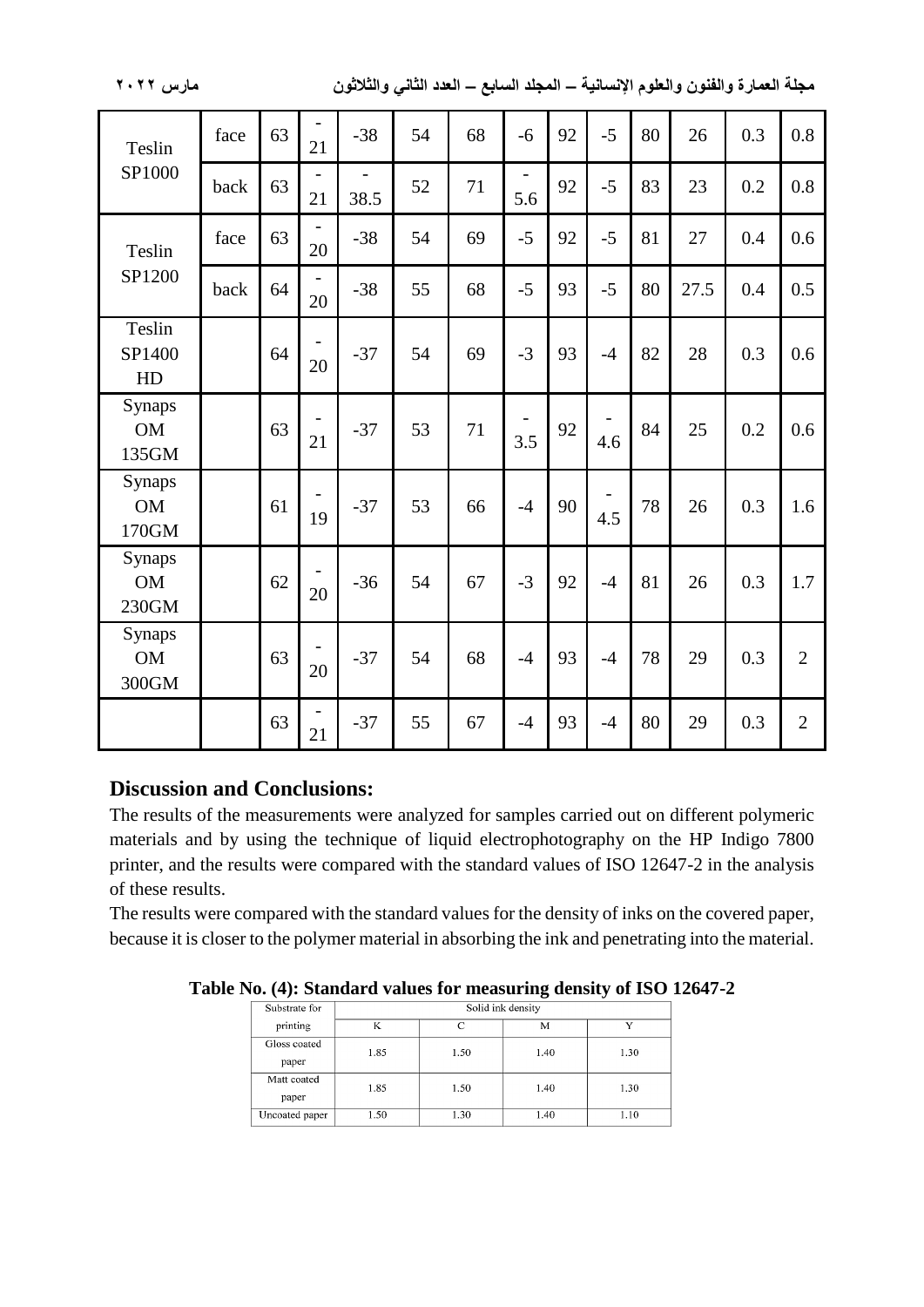| | | | | | | | | | | | | | |
|---|---|---|---|---|---|---|---|---|---|---|---|---|---|
| Teslin SP1000 | face | 63 | -21 | -38 | 54 | 68 | -6 | 92 | -5 | 80 | 26 | 0.3 | 0.8 |
| | back | 63 | -21 | -38.5 | 52 | 71 | -5.6 | 92 | -5 | 83 | 23 | 0.2 | 0.8 |
| Teslin SP1200 | face | 63 | -20 | -38 | 54 | 69 | -5 | 92 | -5 | 81 | 27 | 0.4 | 0.6 |
| | back | 64 | -20 | -38 | 55 | 68 | -5 | 93 | -5 | 80 | 27.5 | 0.4 | 0.5 |
| Teslin SP1400 HD | | 64 | -20 | -37 | 54 | 69 | -3 | 93 | -4 | 82 | 28 | 0.3 | 0.6 |
| Synaps OM 135GM | | 63 | -21 | -37 | 53 | 71 | -3.5 | 92 | -4.6 | 84 | 25 | 0.2 | 0.6 |
| Synaps OM 170GM | | 61 | -19 | -37 | 53 | 66 | -4 | 90 | -4.5 | 78 | 26 | 0.3 | 1.6 |
| Synaps OM 230GM | | 62 | -20 | -36 | 54 | 67 | -3 | 92 | -4 | 81 | 26 | 0.3 | 1.7 |
| Synaps OM 300GM | | 63 | -20 | -37 | 54 | 68 | -4 | 93 | -4 | 78 | 29 | 0.3 | 2 |
| | | 63 | -21 | -37 | 55 | 67 | -4 | 93 | -4 | 80 | 29 | 0.3 | 2 |

## Discussion and Conclusions:

The results of the measurements were analyzed for samples carried out on different polymeric materials and by using the technique of liquid electrophotography on the HP Indigo 7800 printer, and the results were compared with the standard values of ISO 12647-2 in the analysis of these results.

The results were compared with the standard values for the density of inks on the covered paper, because it is closer to the polymer material in absorbing the ink and penetrating into the material.

**Table No. (4): Standard values for measuring density of ISO 12647-2**

| Substrate for printing | Solid ink density | | | |
|---|---|---|---|---|
| | K | C | M | Y |
| Gloss coated paper | 1.85 | 1.50 | 1.40 | 1.30 |
| Matt coated paper | 1.85 | 1.50 | 1.40 | 1.30 |
| Uncoated paper | 1.50 | 1.30 | 1.40 | 1.10 |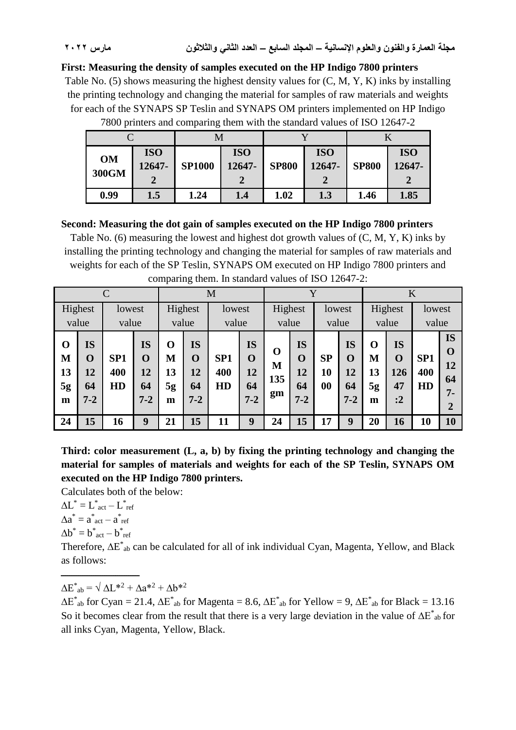**First: Measuring the density of samples executed on the HP Indigo 7800 printers**

Table No. (5) shows measuring the highest density values for (C, M, Y, K) inks by installing the printing technology and changing the material for samples of raw materials and weights for each of the SYNAPS SP Teslin and SYNAPS OM printers implemented on HP Indigo 7800 printers and comparing them with the standard values of ISO 12647-2

| C | | M | | Y | | K | |
|---|---|---|---|---|---|---|---|
| **OM 300GM** | **ISO 12647-2** | **SP1000** | **ISO 12647-2** | **SP800** | **ISO 12647-2** | **SP800** | **ISO 12647-2** |
| **0.99** | **1.5** | **1.24** | **1.4** | **1.02** | **1.3** | **1.46** | **1.85** |

**Second: Measuring the dot gain of samples executed on the HP Indigo 7800 printers**

Table No. (6) measuring the lowest and highest dot growth values of (C, M, Y, K) inks by installing the printing technology and changing the material for samples of raw materials and weights for each of the SP Teslin, SYNAPS OM executed on HP Indigo 7800 printers and comparing them. In standard values of ISO 12647-2:

| C | | | | M | | | | Y | | | | K | | | |
|---|---|---|---|---|---|---|---|---|---|---|---|---|---|---|---|
| Highest value | | lowest value | | Highest value | | lowest value | | Highest value | | lowest value | | Highest value | | lowest value | |
| **OM 135gm** | **ISO 12647-2** | **SP1400 HD** | **ISO 12647-2** | **OM 135gm** | **ISO 12647-2** | **SP1400 HD** | **ISO 12647-2** | **OM 135gm** | **ISO 12647-2** | **SP1000** | **ISO 12647-2** | **OM 135gm** | **ISO 12647:2** | **SP1400 HD** | **ISO 12647-2** |
| **24** | **15** | **16** | **9** | **21** | **15** | **11** | **9** | **24** | **15** | **17** | **9** | **20** | **16** | **10** | **10** |

**Third: color measurement (L, a, b) by fixing the printing technology and changing the material for samples of materials and weights for each of the SP Teslin, SYNAPS OM executed on the HP Indigo 7800 printers.**

Calculates both of the below:

$\Delta L^* = L^*_{act} - L^*_{ref}$

$\Delta a^* = a^*_{act} - a^*_{ref}$

$\Delta b^* = b^*_{act} - b^*_{ref}$

Therefore, $\Delta E^*_{ab}$ can be calculated for all of ink individual Cyan, Magenta, Yellow, and Black as follows:

$\Delta E^*_{ab} = \sqrt{\Delta L^{*2} + \Delta a^{*2} + \Delta b^{*2}}$

$\Delta E^*_{ab}$ for Cyan = 21.4, $\Delta E^*_{ab}$ for Magenta = 8.6, $\Delta E^*_{ab}$ for Yellow = 9, $\Delta E^*_{ab}$ for Black = 13.16

So it becomes clear from the result that there is a very large deviation in the value of $\Delta E^*_{ab}$ for all inks Cyan, Magenta, Yellow, Black.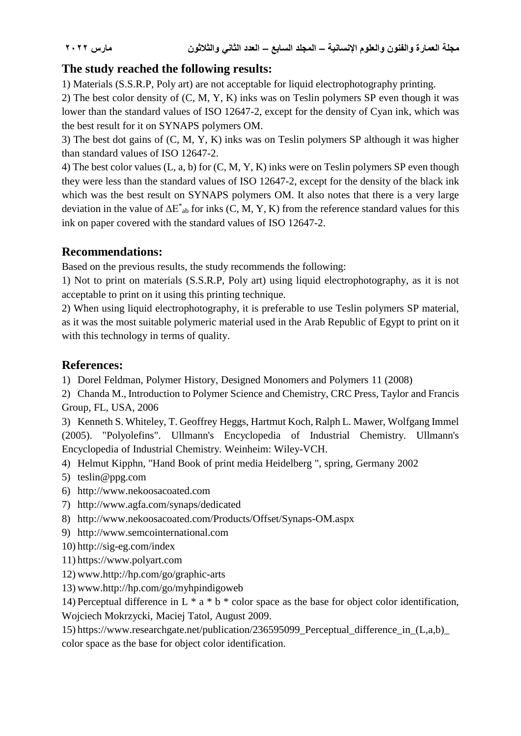## The study reached the following results:

1) Materials (S.S.R.P, Poly art) are not acceptable for liquid electrophotography printing.

2) The best color density of (C, M, Y, K) inks was on Teslin polymers SP even though it was lower than the standard values of ISO 12647-2, except for the density of Cyan ink, which was the best result for it on SYNAPS polymers OM.

3) The best dot gains of (C, M, Y, K) inks was on Teslin polymers SP although it was higher than standard values of ISO 12647-2.

4) The best color values (L, a, b) for (C, M, Y, K) inks were on Teslin polymers SP even though they were less than the standard values of ISO 12647-2, except for the density of the black ink which was the best result on SYNAPS polymers OM. It also notes that there is a very large deviation in the value of $\Delta E^*_{ab}$ for inks (C, M, Y, K) from the reference standard values for this ink on paper covered with the standard values of ISO 12647-2.

## Recommendations:

Based on the previous results, the study recommends the following:

1) Not to print on materials (S.S.R.P, Poly art) using liquid electrophotography, as it is not acceptable to print on it using this printing technique.

2) When using liquid electrophotography, it is preferable to use Teslin polymers SP material, as it was the most suitable polymeric material used in the Arab Republic of Egypt to print on it with this technology in terms of quality.

## References:

1) Dorel Feldman, Polymer History, Designed Monomers and Polymers 11 (2008)
2) Chanda M., Introduction to Polymer Science and Chemistry, CRC Press, Taylor and Francis Group, FL, USA, 2006
3) Kenneth S. Whiteley, T. Geoffrey Heggs, Hartmut Koch, Ralph L. Mawer, Wolfgang Immel (2005). "Polyolefins". Ullmann's Encyclopedia of Industrial Chemistry. Ullmann's Encyclopedia of Industrial Chemistry. Weinheim: Wiley-VCH.
4) Helmut Kipphn, "Hand Book of print media Heidelberg ", spring, Germany 2002
5) teslin@ppg.com
6) http://www.nekoosacoated.com
7) http://www.agfa.com/synaps/dedicated
8) http://www.nekoosacoated.com/Products/Offset/Synaps-OM.aspx
9) http://www.semcointernational.com
10) http://sig-eg.com/index
11) https://www.polyart.com
12) www.http://hp.com/go/graphic-arts
13) www.http://hp.com/go/myhpindigoweb
14) Perceptual difference in L * a * b * color space as the base for object color identification, Wojciech Mokrzycki, Maciej Tatol, August 2009.
15) https://www.researchgate.net/publication/236595099_Perceptual_difference_in_(L,a,b)_ color space as the base for object color identification.